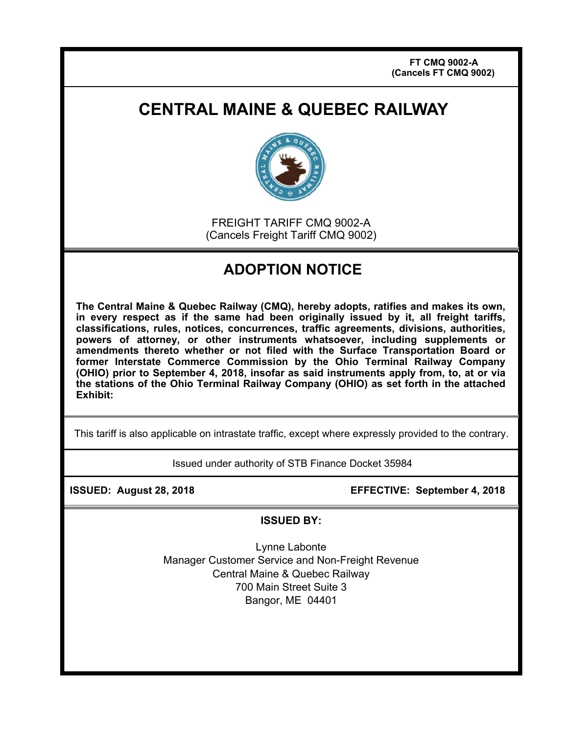**FT CMQ 9002-A**
**(Cancels FT CMQ 9002)**

# CENTRAL MAINE & QUEBEC RAILWAY

FREIGHT TARIFF CMQ 9002-A
(Cancels Freight Tariff CMQ 9002)

## ADOPTION NOTICE

**The Central Maine & Quebec Railway (CMQ), hereby adopts, ratifies and makes its own, in every respect as if the same had been originally issued by it, all freight tariffs, classifications, rules, notices, concurrences, traffic agreements, divisions, authorities, powers of attorney, or other instruments whatsoever, including supplements or amendments thereto whether or not filed with the Surface Transportation Board or former Interstate Commerce Commission by the Ohio Terminal Railway Company (OHIO) prior to September 4, 2018, insofar as said instruments apply from, to, at or via the stations of the Ohio Terminal Railway Company (OHIO) as set forth in the attached Exhibit:**

This tariff is also applicable on intrastate traffic, except where expressly provided to the contrary.

Issued under authority of STB Finance Docket 35984

**ISSUED: August 28, 2018** **EFFECTIVE: September 4, 2018**

**ISSUED BY:**

Lynne Labonte
Manager Customer Service and Non-Freight Revenue
Central Maine & Quebec Railway
700 Main Street Suite 3
Bangor, ME 04401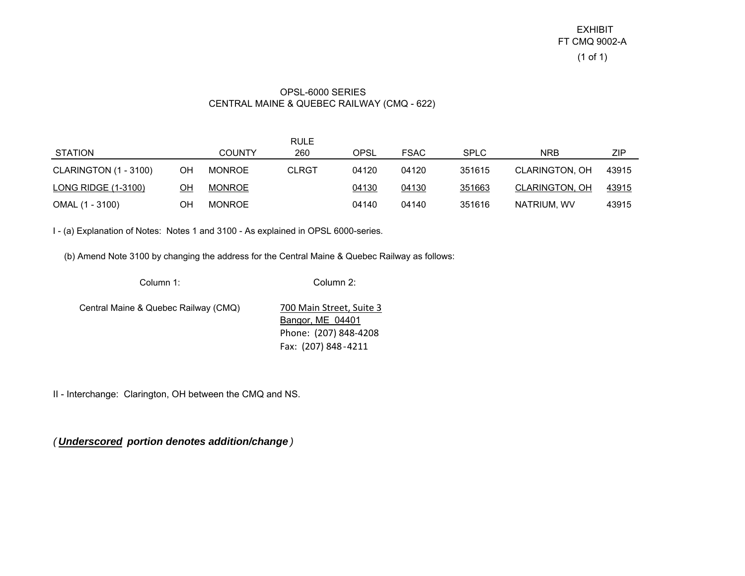EXHIBIT
FT CMQ 9002-A
(1 of 1)

OPSL-6000 SERIES
CENTRAL MAINE & QUEBEC RAILWAY (CMQ - 622)

| STATION | | COUNTY | RULE 260 | OPSL | FSAC | SPLC | NRB | ZIP |
|---|---|---|---|---|---|---|---|---|
| CLARINGTON (1 - 3100) | OH | MONROE | CLRGT | 04120 | 04120 | 351615 | CLARINGTON, OH | 43915 |
| <u>LONG RIDGE (1-3100)</u> | <u>OH</u> | <u>MONROE</u> | | <u>04130</u> | <u>04130</u> | <u>351663</u> | <u>CLARINGTON, OH</u> | <u>43915</u> |
| OMAL (1 - 3100) | OH | MONROE | | 04140 | 04140 | 351616 | NATRIUM, WV | 43915 |

I - (a) Explanation of Notes: Notes 1 and 3100 - As explained in OPSL 6000-series.

(b) Amend Note 3100 by changing the address for the Central Maine & Quebec Railway as follows:

| Column 1: | Column 2: |
|---|---|
| Central Maine & Quebec Railway (CMQ) | <u>700 Main Street, Suite 3</u><br><u>Bangor, ME 04401</u><br>Phone: (207) 848-4208<br>Fax: (207) 848-4211 |

II - Interchange: Clarington, OH between the CMQ and NS.

***(<u>Underscored</u> portion denotes addition/change)***